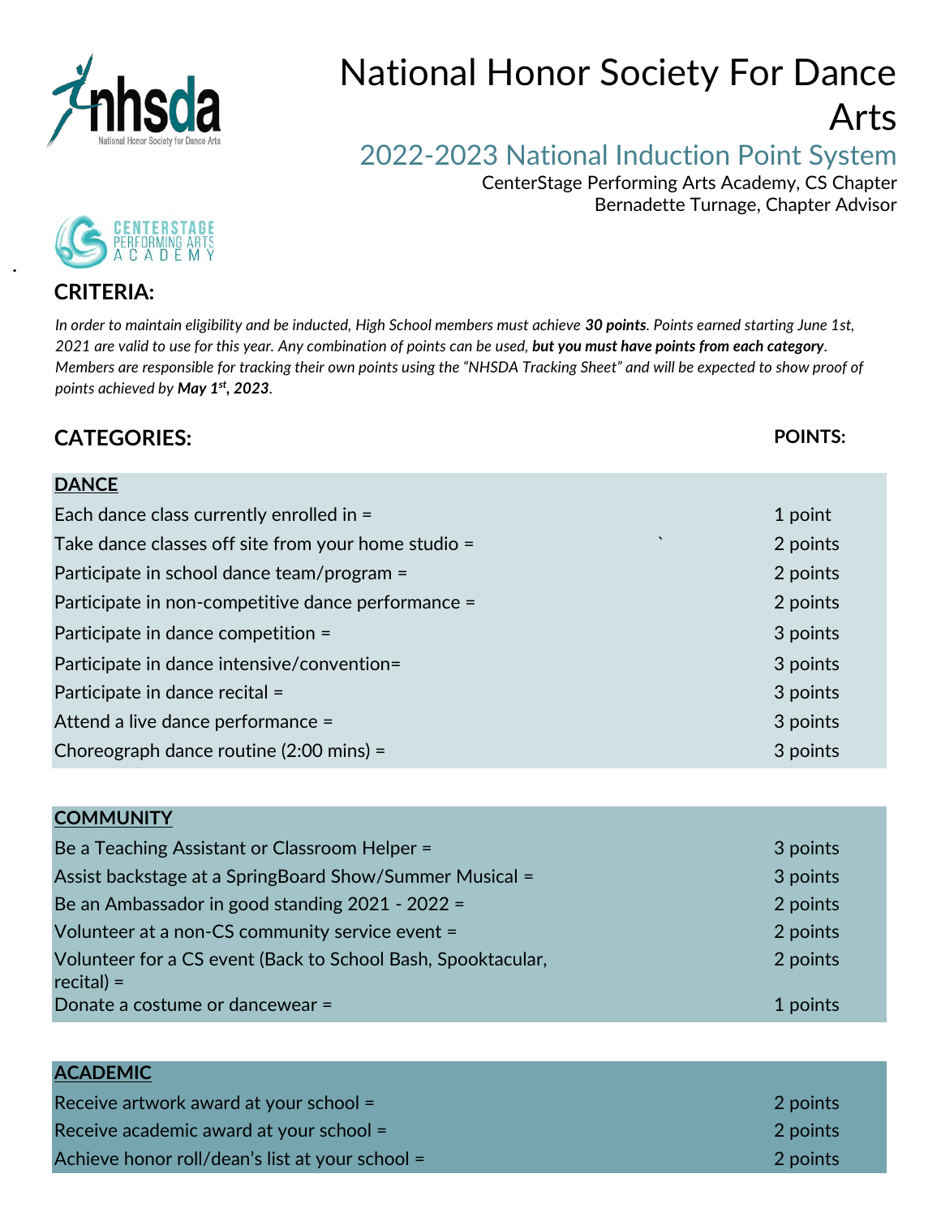# National Honor Society For Dance Arts

## 2022-2023 National Induction Point System

CenterStage Performing Arts Academy, CS Chapter
Bernadette Turnage, Chapter Advisor

## CRITERIA:

*In order to maintain eligibility and be inducted, High School members must achieve **30 points**. Points earned starting June 1st, 2021 are valid to use for this year. Any combination of points can be used, **but you must have points from each category**. Members are responsible for tracking their own points using the "NHSDA Tracking Sheet" and will be expected to show proof of points achieved by **May 1st, 2023**.*

## CATEGORIES:

| **DANCE** | **POINTS:** |
|---|---|
| Each dance class currently enrolled in = | 1 point |
| Take dance classes off site from your home studio = | 2 points |
| Participate in school dance team/program = | 2 points |
| Participate in non-competitive dance performance = | 2 points |
| Participate in dance competition = | 3 points |
| Participate in dance intensive/convention= | 3 points |
| Participate in dance recital = | 3 points |
| Attend a live dance performance = | 3 points |
| Choreograph dance routine (2:00 mins) = | 3 points |

| **COMMUNITY** | |
|---|---|
| Be a Teaching Assistant or Classroom Helper = | 3 points |
| Assist backstage at a SpringBoard Show/Summer Musical = | 3 points |
| Be an Ambassador in good standing 2021 - 2022 = | 2 points |
| Volunteer at a non-CS community service event = | 2 points |
| Volunteer for a CS event (Back to School Bash, Spooktacular, recital) = | 2 points |
| Donate a costume or dancewear = | 1 points |

| **ACADEMIC** | |
|---|---|
| Receive artwork award at your school = | 2 points |
| Receive academic award at your school = | 2 points |
| Achieve honor roll/dean's list at your school = | 2 points |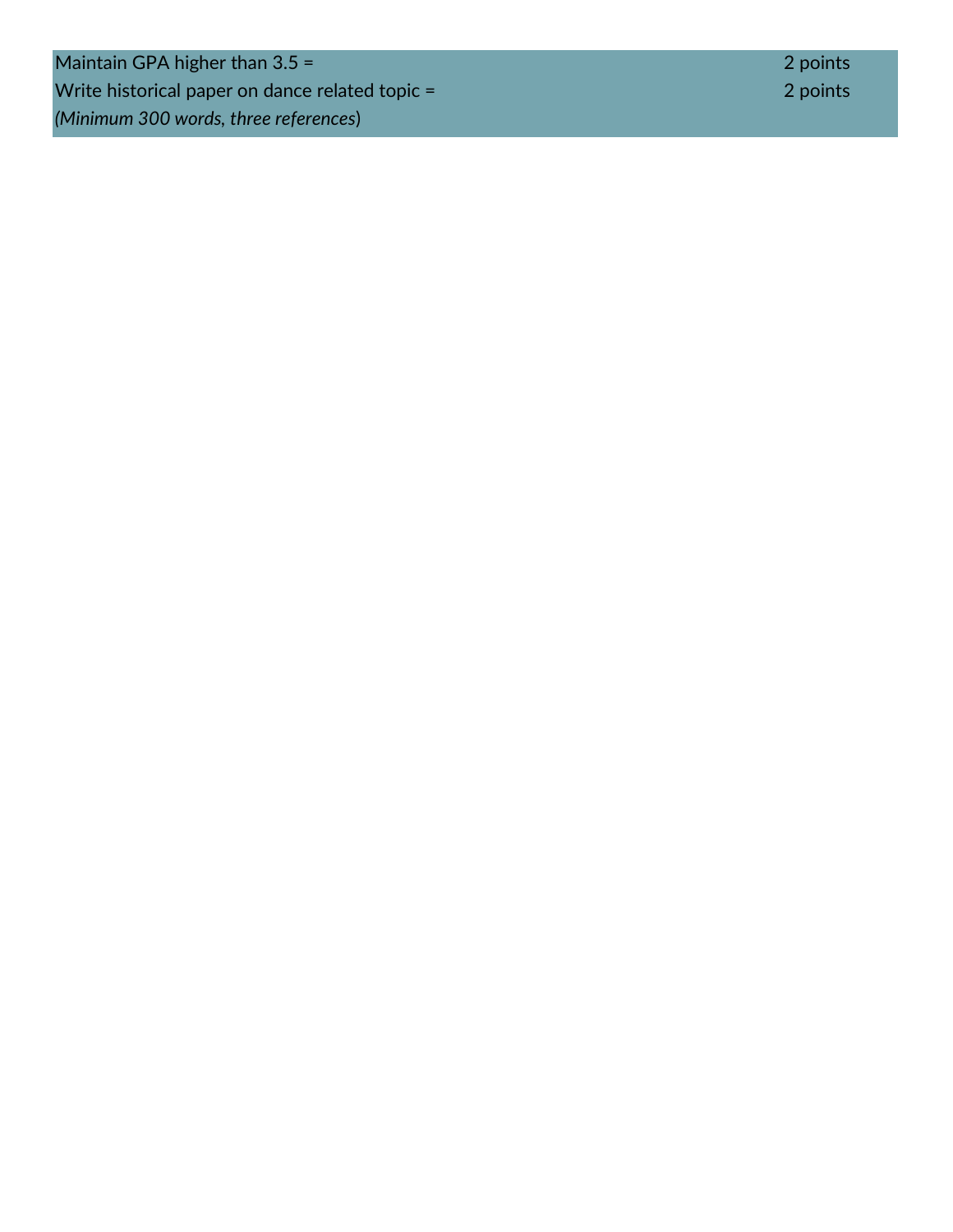| | |
|---|---|
| Maintain GPA higher than 3.5 = | 2 points |
| Write historical paper on dance related topic = | 2 points |
| *(Minimum 300 words, three references)* | |